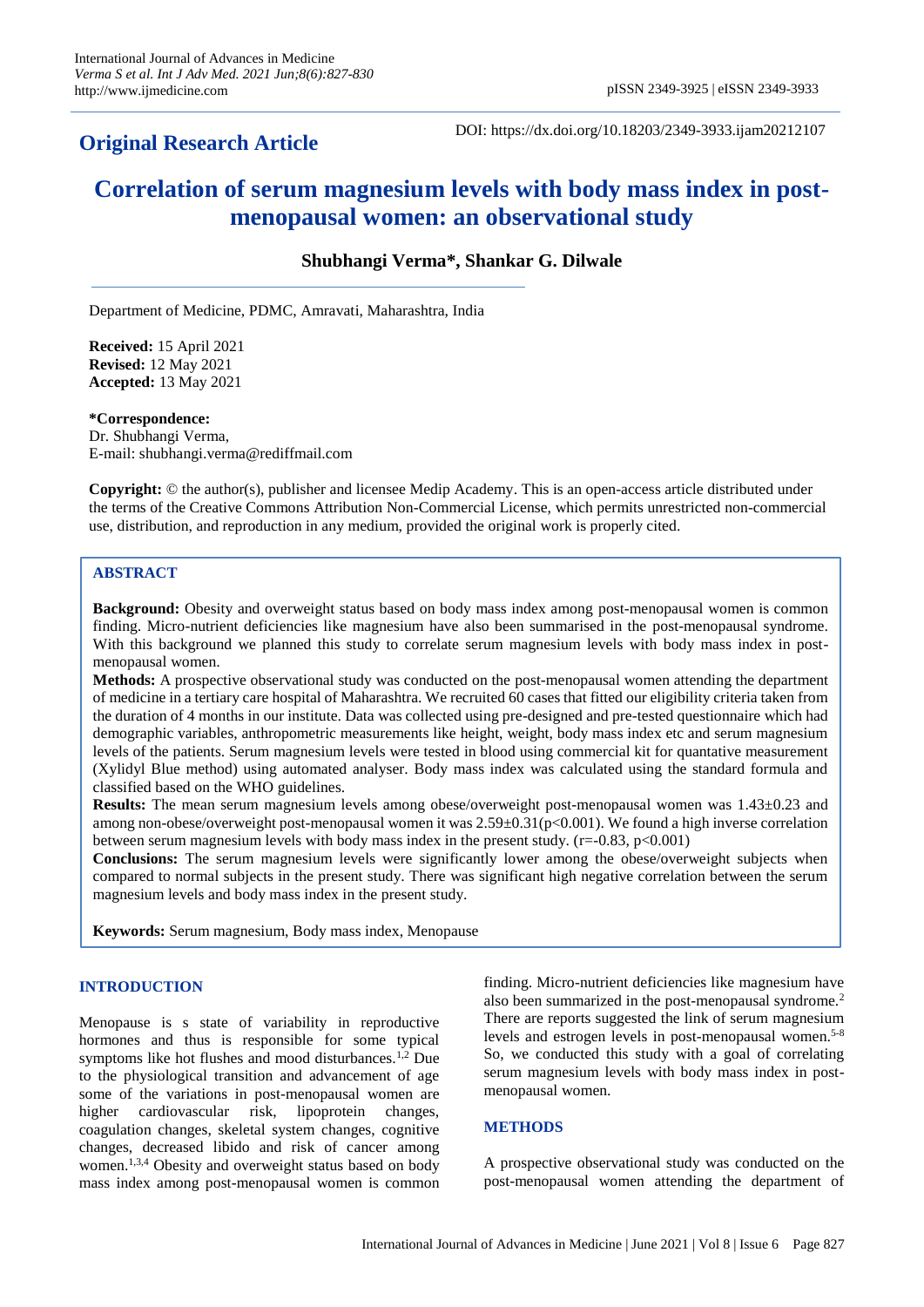**Original Research Article**

DOI: https://dx.doi.org/10.18203/2349-3933.ijam20212107

# Correlation of serum magnesium levels with body mass index in post-menopausal women: an observational study

**Shubhangi Verma*, Shankar G. Dilwale**

Department of Medicine, PDMC, Amravati, Maharashtra, India

**Received:** 15 April 2021
**Revised:** 12 May 2021
**Accepted:** 13 May 2021

***Correspondence:**
Dr. Shubhangi Verma,
E-mail: shubhangi.verma@rediffmail.com

**Copyright:** © the author(s), publisher and licensee Medip Academy. This is an open-access article distributed under the terms of the Creative Commons Attribution Non-Commercial License, which permits unrestricted non-commercial use, distribution, and reproduction in any medium, provided the original work is properly cited.

## ABSTRACT

**Background:** Obesity and overweight status based on body mass index among post-menopausal women is common finding. Micro-nutrient deficiencies like magnesium have also been summarised in the post-menopausal syndrome. With this background we planned this study to correlate serum magnesium levels with body mass index in post-menopausal women.

**Methods:** A prospective observational study was conducted on the post-menopausal women attending the department of medicine in a tertiary care hospital of Maharashtra. We recruited 60 cases that fitted our eligibility criteria taken from the duration of 4 months in our institute. Data was collected using pre-designed and pre-tested questionnaire which had demographic variables, anthropometric measurements like height, weight, body mass index etc and serum magnesium levels of the patients. Serum magnesium levels were tested in blood using commercial kit for quantative measurement (Xylidyl Blue method) using automated analyser. Body mass index was calculated using the standard formula and classified based on the WHO guidelines.

**Results:** The mean serum magnesium levels among obese/overweight post-menopausal women was 1.43±0.23 and among non-obese/overweight post-menopausal women it was 2.59±0.31($p<0.001$). We found a high inverse correlation between serum magnesium levels with body mass index in the present study. ($r=-0.83$, $p<0.001$)

**Conclusions:** The serum magnesium levels were significantly lower among the obese/overweight subjects when compared to normal subjects in the present study. There was significant high negative correlation between the serum magnesium levels and body mass index in the present study.

**Keywords:** Serum magnesium, Body mass index, Menopause

## INTRODUCTION

Menopause is s state of variability in reproductive hormones and thus is responsible for some typical symptoms like hot flushes and mood disturbances.[1,2] Due to the physiological transition and advancement of age some of the variations in post-menopausal women are higher cardiovascular risk, lipoprotein changes, coagulation changes, skeletal system changes, cognitive changes, decreased libido and risk of cancer among women.[1,3,4] Obesity and overweight status based on body mass index among post-menopausal women is common finding. Micro-nutrient deficiencies like magnesium have also been summarized in the post-menopausal syndrome.[2] There are reports suggested the link of serum magnesium levels and estrogen levels in post-menopausal women.[5-8] So, we conducted this study with a goal of correlating serum magnesium levels with body mass index in post-menopausal women.

## METHODS

A prospective observational study was conducted on the post-menopausal women attending the department of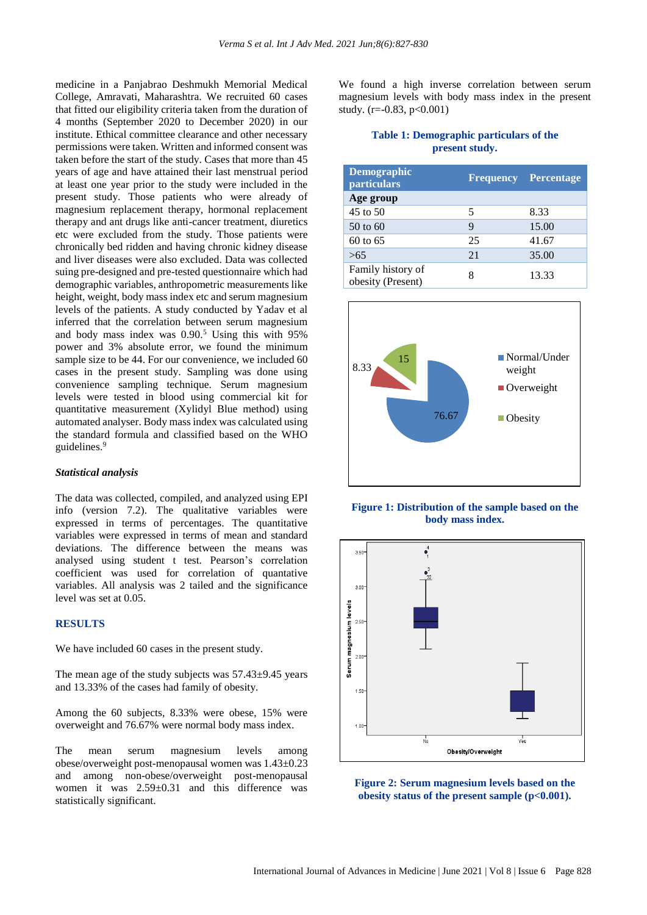medicine in a Panjabrao Deshmukh Memorial Medical College, Amravati, Maharashtra. We recruited 60 cases that fitted our eligibility criteria taken from the duration of 4 months (September 2020 to December 2020) in our institute. Ethical committee clearance and other necessary permissions were taken. Written and informed consent was taken before the start of the study. Cases that more than 45 years of age and have attained their last menstrual period at least one year prior to the study were included in the present study. Those patients who were already of magnesium replacement therapy, hormonal replacement therapy and ant drugs like anti-cancer treatment, diuretics etc were excluded from the study. Those patients were chronically bed ridden and having chronic kidney disease and liver diseases were also excluded. Data was collected suing pre-designed and pre-tested questionnaire which had demographic variables, anthropometric measurements like height, weight, body mass index etc and serum magnesium levels of the patients. A study conducted by Yadav et al inferred that the correlation between serum magnesium and body mass index was 0.90.[5] Using this with 95% power and 3% absolute error, we found the minimum sample size to be 44. For our convenience, we included 60 cases in the present study. Sampling was done using convenience sampling technique. Serum magnesium levels were tested in blood using commercial kit for quantitative measurement (Xylidyl Blue method) using automated analyser. Body mass index was calculated using the standard formula and classified based on the WHO guidelines.[9]

### *Statistical analysis*

The data was collected, compiled, and analyzed using EPI info (version 7.2). The qualitative variables were expressed in terms of percentages. The quantitative variables were expressed in terms of mean and standard deviations. The difference between the means was analysed using student t test. Pearson's correlation coefficient was used for correlation of quantative variables. All analysis was 2 tailed and the significance level was set at 0.05.

## RESULTS

We have included 60 cases in the present study.

The mean age of the study subjects was 57.43±9.45 years and 13.33% of the cases had family of obesity.

Among the 60 subjects, 8.33% were obese, 15% were overweight and 76.67% were normal body mass index.

The mean serum magnesium levels among obese/overweight post-menopausal women was 1.43±0.23 and among non-obese/overweight post-menopausal women it was 2.59±0.31 and this difference was statistically significant.

We found a high inverse correlation between serum magnesium levels with body mass index in the present study. ($r=-0.83$, $p<0.001$)

**Table 1: Demographic particulars of the present study.**

| Demographic particulars | Frequency | Percentage |
|---|---|---|
| **Age group** | | |
| 45 to 50 | 5 | 8.33 |
| 50 to 60 | 9 | 15.00 |
| 60 to 65 | 25 | 41.67 |
| >65 | 21 | 35.00 |
| Family history of obesity (Present) | 8 | 13.33 |

**Figure 1: Distribution of the sample based on the body mass index.**

**Figure 2: Serum magnesium levels based on the obesity status of the present sample ($p<0.001$).**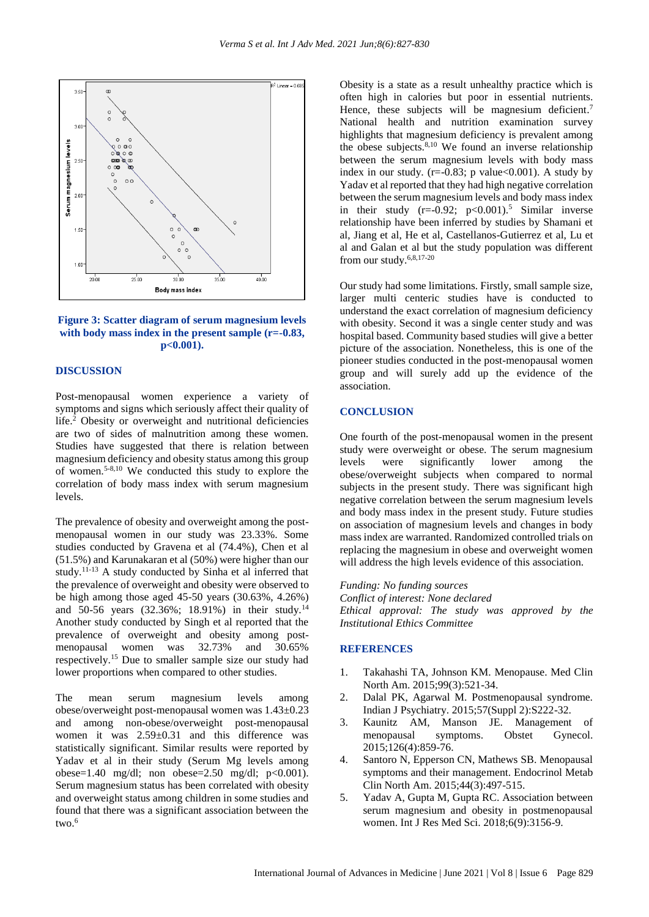Figure 3: Scatter diagram of serum magnesium levels with body mass index in the present sample (r=-0.83, p<0.001).

## DISCUSSION

Post-menopausal women experience a variety of symptoms and signs which seriously affect their quality of life.[2] Obesity or overweight and nutritional deficiencies are two of sides of malnutrition among these women. Studies have suggested that there is relation between magnesium deficiency and obesity status among this group of women.[5-8,10] We conducted this study to explore the correlation of body mass index with serum magnesium levels.

The prevalence of obesity and overweight among the post-menopausal women in our study was 23.33%. Some studies conducted by Gravena et al (74.4%), Chen et al (51.5%) and Karunakaran et al (50%) were higher than our study.[11-13] A study conducted by Sinha et al inferred that the prevalence of overweight and obesity were observed to be high among those aged 45-50 years (30.63%, 4.26%) and 50-56 years (32.36%; 18.91%) in their study.[14] Another study conducted by Singh et al reported that the prevalence of overweight and obesity among post-menopausal women was 32.73% and 30.65% respectively.[15] Due to smaller sample size our study had lower proportions when compared to other studies.

The mean serum magnesium levels among obese/overweight post-menopausal women was 1.43±0.23 and among non-obese/overweight post-menopausal women it was 2.59±0.31 and this difference was statistically significant. Similar results were reported by Yadav et al in their study (Serum Mg levels among obese=1.40 mg/dl; non obese=2.50 mg/dl; p<0.001). Serum magnesium status has been correlated with obesity and overweight status among children in some studies and found that there was a significant association between the two.[6]

Obesity is a state as a result unhealthy practice which is often high in calories but poor in essential nutrients. Hence, these subjects will be magnesium deficient.[7] National health and nutrition examination survey highlights that magnesium deficiency is prevalent among the obese subjects.[8,10] We found an inverse relationship between the serum magnesium levels with body mass index in our study. (r=-0.83; p value<0.001). A study by Yadav et al reported that they had high negative correlation between the serum magnesium levels and body mass index in their study (r=-0.92; p<0.001).[5] Similar inverse relationship have been inferred by studies by Shamani et al, Jiang et al, He et al, Castellanos-Gutierrez et al, Lu et al and Galan et al but the study population was different from our study.[6,8,17-20]

Our study had some limitations. Firstly, small sample size, larger multi centeric studies have is conducted to understand the exact correlation of magnesium deficiency with obesity. Second it was a single center study and was hospital based. Community based studies will give a better picture of the association. Nonetheless, this is one of the pioneer studies conducted in the post-menopausal women group and will surely add up the evidence of the association.

## CONCLUSION

One fourth of the post-menopausal women in the present study were overweight or obese. The serum magnesium levels were significantly lower among the obese/overweight subjects when compared to normal subjects in the present study. There was significant high negative correlation between the serum magnesium levels and body mass index in the present study. Future studies on association of magnesium levels and changes in body mass index are warranted. Randomized controlled trials on replacing the magnesium in obese and overweight women will address the high levels evidence of this association.

*Funding: No funding sources*
*Conflict of interest: None declared*
*Ethical approval: The study was approved by the Institutional Ethics Committee*

## REFERENCES

1. Takahashi TA, Johnson KM. Menopause. Med Clin North Am. 2015;99(3):521-34.
2. Dalal PK, Agarwal M. Postmenopausal syndrome. Indian J Psychiatry. 2015;57(Suppl 2):S222-32.
3. Kaunitz AM, Manson JE. Management of menopausal symptoms. Obstet Gynecol. 2015;126(4):859-76.
4. Santoro N, Epperson CN, Mathews SB. Menopausal symptoms and their management. Endocrinol Metab Clin North Am. 2015;44(3):497-515.
5. Yadav A, Gupta M, Gupta RC. Association between serum magnesium and obesity in postmenopausal women. Int J Res Med Sci. 2018;6(9):3156-9.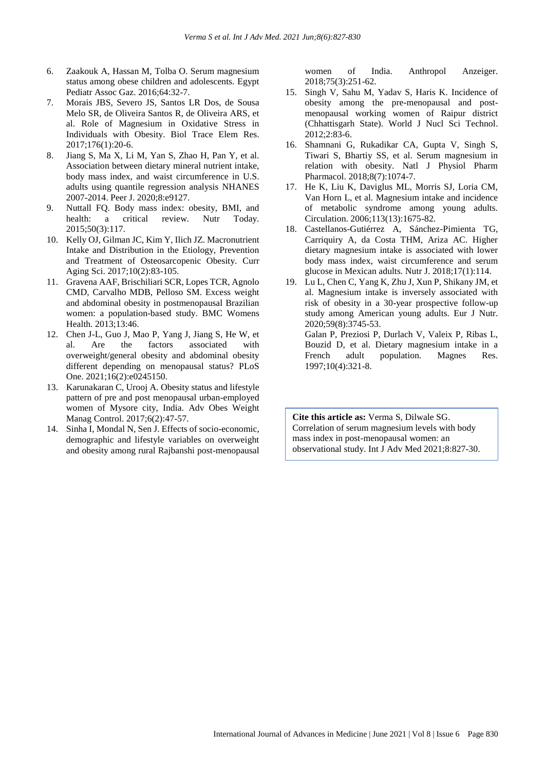6. Zaakouk A, Hassan M, Tolba O. Serum magnesium status among obese children and adolescents. Egypt Pediatr Assoc Gaz. 2016;64:32-7.
7. Morais JBS, Severo JS, Santos LR Dos, de Sousa Melo SR, de Oliveira Santos R, de Oliveira ARS, et al. Role of Magnesium in Oxidative Stress in Individuals with Obesity. Biol Trace Elem Res. 2017;176(1):20-6.
8. Jiang S, Ma X, Li M, Yan S, Zhao H, Pan Y, et al. Association between dietary mineral nutrient intake, body mass index, and waist circumference in U.S. adults using quantile regression analysis NHANES 2007-2014. Peer J. 2020;8:e9127.
9. Nuttall FQ. Body mass index: obesity, BMI, and health: a critical review. Nutr Today. 2015;50(3):117.
10. Kelly OJ, Gilman JC, Kim Y, Ilich JZ. Macronutrient Intake and Distribution in the Etiology, Prevention and Treatment of Osteosarcopenic Obesity. Curr Aging Sci. 2017;10(2):83-105.
11. Gravena AAF, Brischiliari SCR, Lopes TCR, Agnolo CMD, Carvalho MDB, Pelloso SM. Excess weight and abdominal obesity in postmenopausal Brazilian women: a population-based study. BMC Womens Health. 2013;13:46.
12. Chen J-L, Guo J, Mao P, Yang J, Jiang S, He W, et al. Are the factors associated with overweight/general obesity and abdominal obesity different depending on menopausal status? PLoS One. 2021;16(2):e0245150.
13. Karunakaran C, Urooj A. Obesity status and lifestyle pattern of pre and post menopausal urban-employed women of Mysore city, India. Adv Obes Weight Manag Control. 2017;6(2):47-57.
14. Sinha I, Mondal N, Sen J. Effects of socio-economic, demographic and lifestyle variables on overweight and obesity among rural Rajbanshi post-menopausal women of India. Anthropol Anzeiger. 2018;75(3):251-62.
15. Singh V, Sahu M, Yadav S, Haris K. Incidence of obesity among the pre-menopausal and post-menopausal working women of Raipur district (Chhattisgarh State). World J Nucl Sci Technol. 2012;2:83-6.
16. Shamnani G, Rukadikar CA, Gupta V, Singh S, Tiwari S, Bhartiy SS, et al. Serum magnesium in relation with obesity. Natl J Physiol Pharm Pharmacol. 2018;8(7):1074-7.
17. He K, Liu K, Daviglus ML, Morris SJ, Loria CM, Van Horn L, et al. Magnesium intake and incidence of metabolic syndrome among young adults. Circulation. 2006;113(13):1675-82.
18. Castellanos-Gutiérrez A, Sánchez-Pimienta TG, Carriquiry A, da Costa THM, Ariza AC. Higher dietary magnesium intake is associated with lower body mass index, waist circumference and serum glucose in Mexican adults. Nutr J. 2018;17(1):114.
19. Lu L, Chen C, Yang K, Zhu J, Xun P, Shikany JM, et al. Magnesium intake is inversely associated with risk of obesity in a 30-year prospective follow-up study among American young adults. Eur J Nutr. 2020;59(8):3745-53.
Galan P, Preziosi P, Durlach V, Valeix P, Ribas L, Bouzid D, et al. Dietary magnesium intake in a French adult population. Magnes Res. 1997;10(4):321-8.

**Cite this article as:** Verma S, Dilwale SG. Correlation of serum magnesium levels with body mass index in post-menopausal women: an observational study. Int J Adv Med 2021;8:827-30.